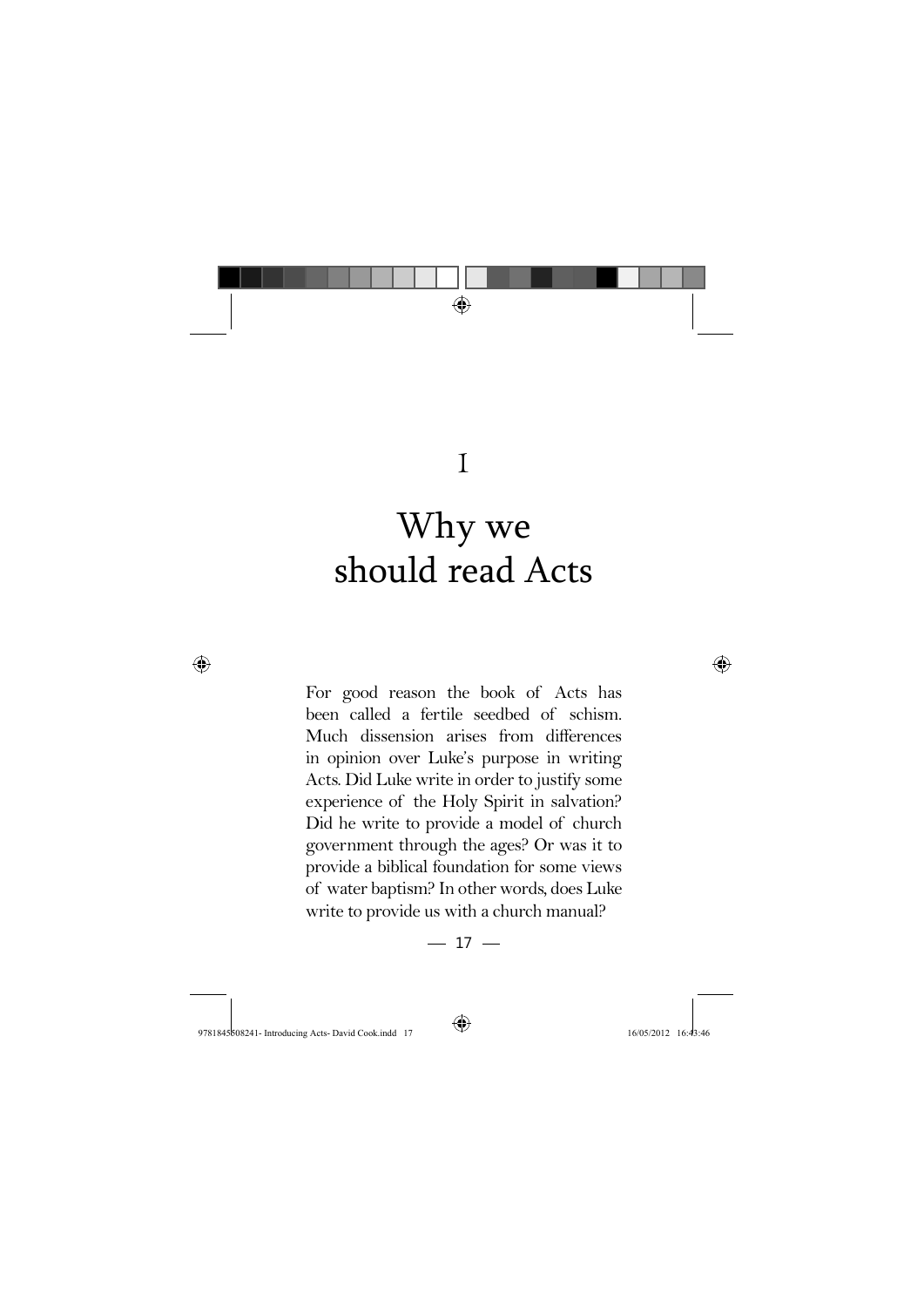# 1

# Why we should read Acts

For good reason the book of Acts has been called a fertile seedbed of schism. Much dissension arises from differences in opinion over Luke's purpose in writing Acts. Did Luke write in order to justify some experience of the Holy Spirit in salvation? Did he write to provide a model of church government through the ages? Or was it to provide a biblical foundation for some views of water baptism? In other words, does Luke write to provide us with a church manual?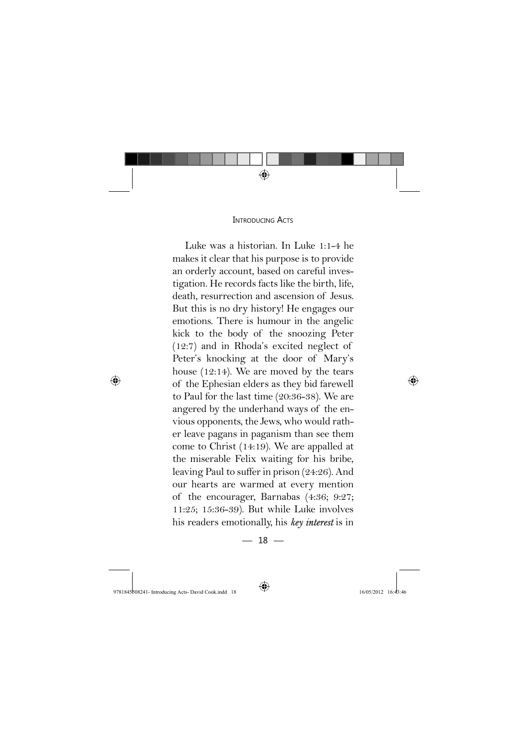Luke was a historian. In Luke 1:1-4 he makes it clear that his purpose is to provide an orderly account, based on careful investigation. He records facts like the birth, life, death, resurrection and ascension of Jesus. But this is no dry history! He engages our emotions. There is humour in the angelic kick to the body of the snoozing Peter (12:7) and in Rhoda's excited neglect of Peter's knocking at the door of Mary's house (12:14). We are moved by the tears of the Ephesian elders as they bid farewell to Paul for the last time (20:36-38). We are angered by the underhand ways of the envious opponents, the Jews, who would rather leave pagans in paganism than see them come to Christ (14:19). We are appalled at the miserable Felix waiting for his bribe, leaving Paul to suffer in prison (24:26). And our hearts are warmed at every mention of the encourager, Barnabas (4:36; 9:27; 11:25; 15:36-39). But while Luke involves his readers emotionally, his ***key interest*** is in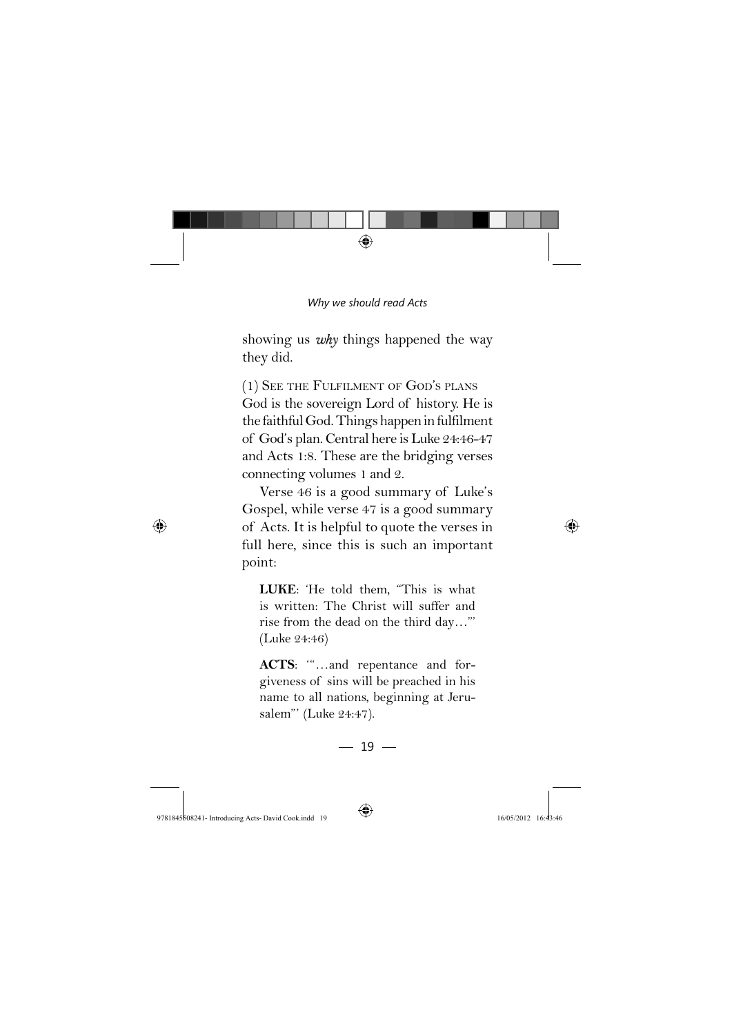showing us *why* things happened the way they did.

### (1) See the Fulfilment of God's plans

God is the sovereign Lord of history. He is the faithful God. Things happen in fulfilment of God's plan. Central here is Luke 24:46-47 and Acts 1:8. These are the bridging verses connecting volumes 1 and 2.

Verse 46 is a good summary of Luke's Gospel, while verse 47 is a good summary of Acts. It is helpful to quote the verses in full here, since this is such an important point:

> **LUKE**: 'He told them, "This is what is written: The Christ will suffer and rise from the dead on the third day…"' (Luke 24:46)

> **ACTS**: '"…and repentance and forgiveness of sins will be preached in his name to all nations, beginning at Jerusalem"' (Luke 24:47).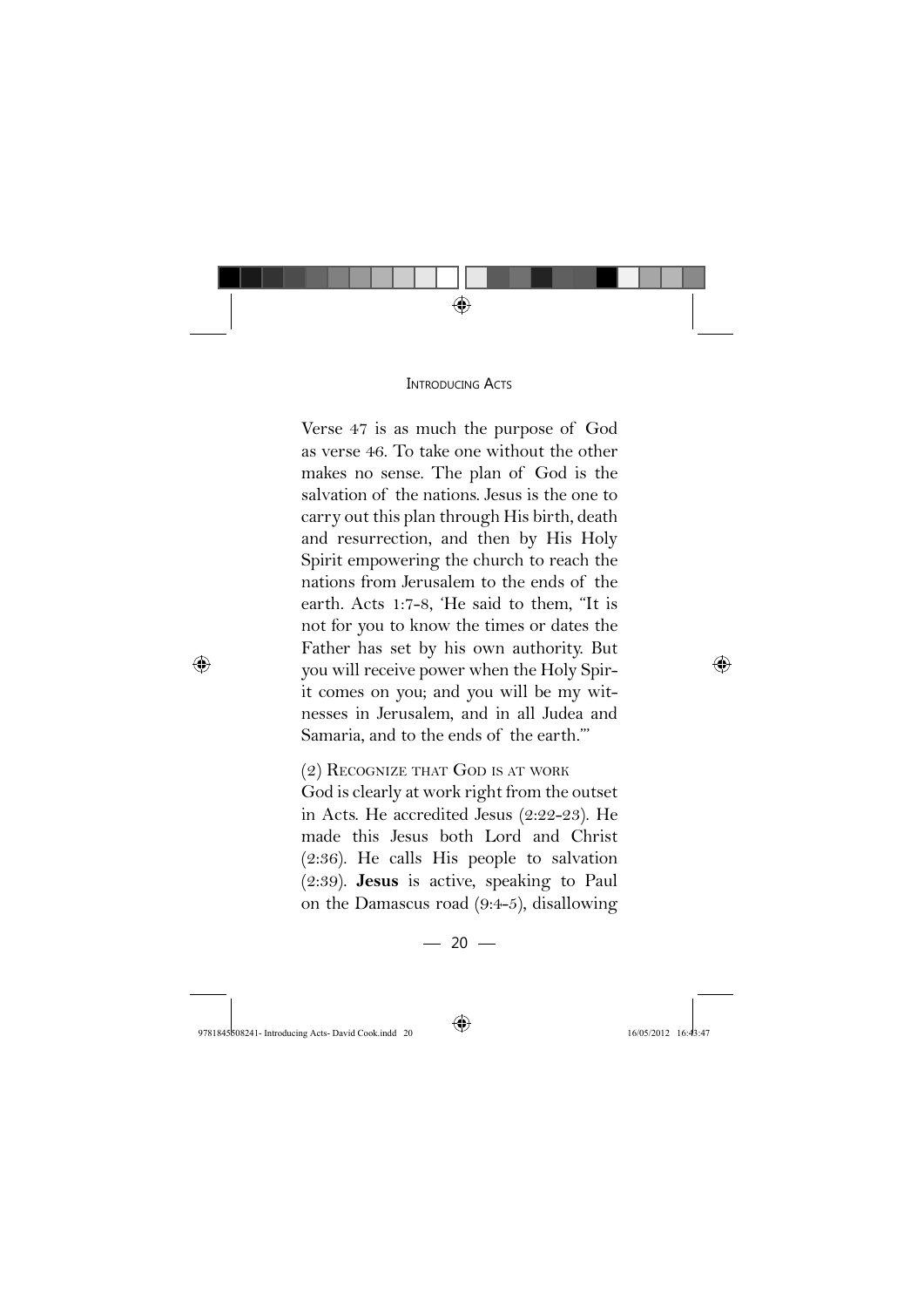Verse 47 is as much the purpose of God as verse 46. To take one without the other makes no sense. The plan of God is the salvation of the nations. Jesus is the one to carry out this plan through His birth, death and resurrection, and then by His Holy Spirit empowering the church to reach the nations from Jerusalem to the ends of the earth. Acts 1:7-8, 'He said to them, "It is not for you to know the times or dates the Father has set by his own authority. But you will receive power when the Holy Spirit comes on you; and you will be my witnesses in Jerusalem, and in all Judea and Samaria, and to the ends of the earth."'

### (2) Recognize that God is at work

God is clearly at work right from the outset in Acts. He accredited Jesus (2:22-23). He made this Jesus both Lord and Christ (2:36). He calls His people to salvation (2:39). **Jesus** is active, speaking to Paul on the Damascus road (9:4-5), disallowing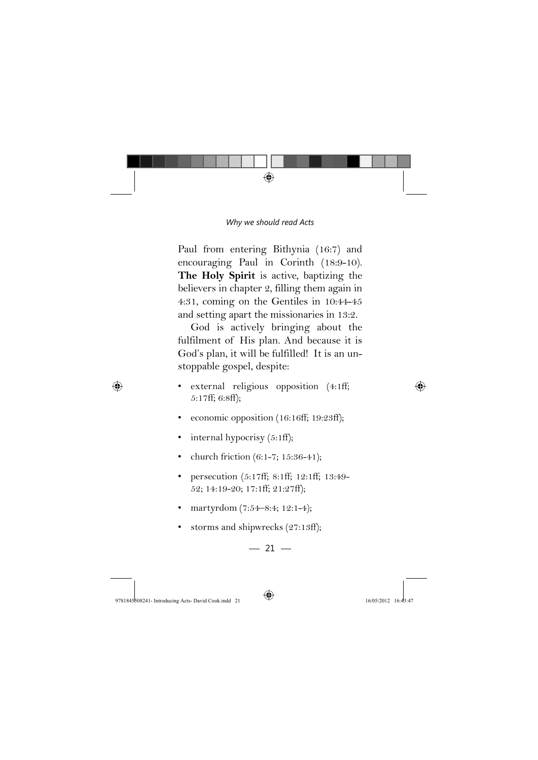Paul from entering Bithynia (16:7) and encouraging Paul in Corinth (18:9-10). **The Holy Spirit** is active, baptizing the believers in chapter 2, filling them again in 4:31, coming on the Gentiles in 10:44-45 and setting apart the missionaries in 13:2.

God is actively bringing about the fulfilment of His plan. And because it is God's plan, it will be fulfilled! It is an unstoppable gospel, despite:

- external religious opposition (4:1ff; 5:17ff; 6:8ff);
- economic opposition (16:16ff; 19:23ff);
- internal hypocrisy (5:1ff);
- church friction (6:1-7; 15:36-41);
- persecution (5:17ff; 8:1ff; 12:1ff; 13:49-52; 14:19-20; 17:1ff; 21:27ff);
- martyrdom (7:54–8:4; 12:1-4);
- storms and shipwrecks (27:13ff);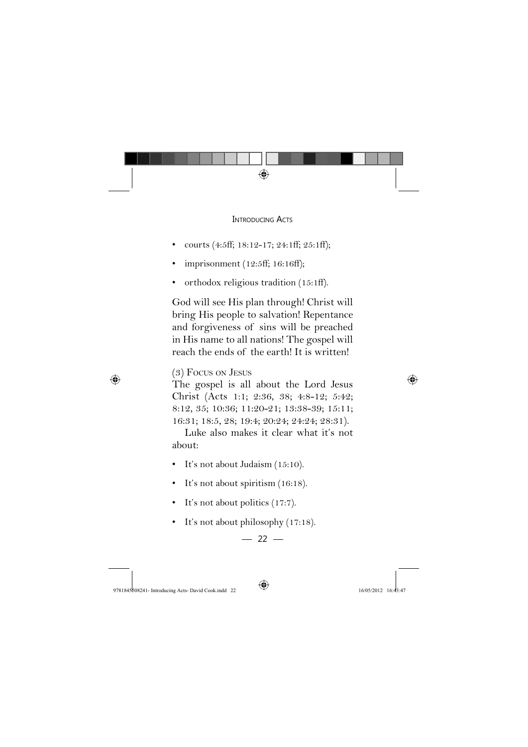- courts (4:5ff; 18:12-17; 24:1ff; 25:1ff);
- imprisonment (12:5ff; 16:16ff);
- orthodox religious tradition (15:1ff).

God will see His plan through! Christ will bring His people to salvation! Repentance and forgiveness of sins will be preached in His name to all nations! The gospel will reach the ends of the earth! It is written!

### (3) Focus on Jesus

The gospel is all about the Lord Jesus Christ (Acts 1:1; 2:36, 38; 4:8-12; 5:42; 8:12, 35; 10:36; 11:20-21; 13:38-39; 15:11; 16:31; 18:5, 28; 19:4; 20:24; 24:24; 28:31).

Luke also makes it clear what it's not about:

- It's not about Judaism (15:10).
- It's not about spiritism (16:18).
- It's not about politics (17:7).
- It's not about philosophy (17:18).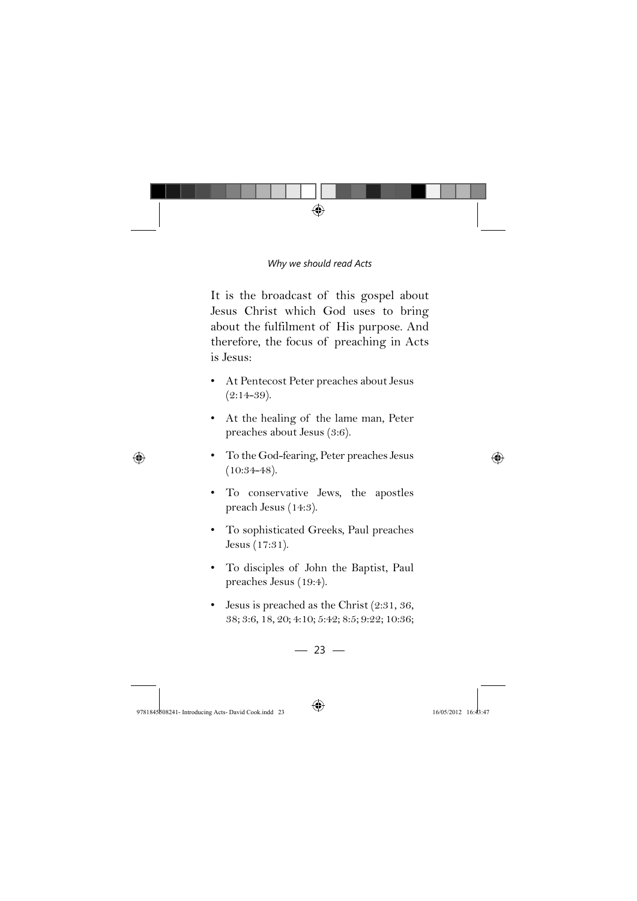It is the broadcast of this gospel about Jesus Christ which God uses to bring about the fulfilment of His purpose. And therefore, the focus of preaching in Acts is Jesus:

- At Pentecost Peter preaches about Jesus (2:14-39).
- At the healing of the lame man, Peter preaches about Jesus (3:6).
- To the God-fearing, Peter preaches Jesus (10:34-48).
- To conservative Jews, the apostles preach Jesus (14:3).
- To sophisticated Greeks, Paul preaches Jesus (17:31).
- To disciples of John the Baptist, Paul preaches Jesus (19:4).
- Jesus is preached as the Christ (2:31, 36, 38; 3:6, 18, 20; 4:10; 5:42; 8:5; 9:22; 10:36;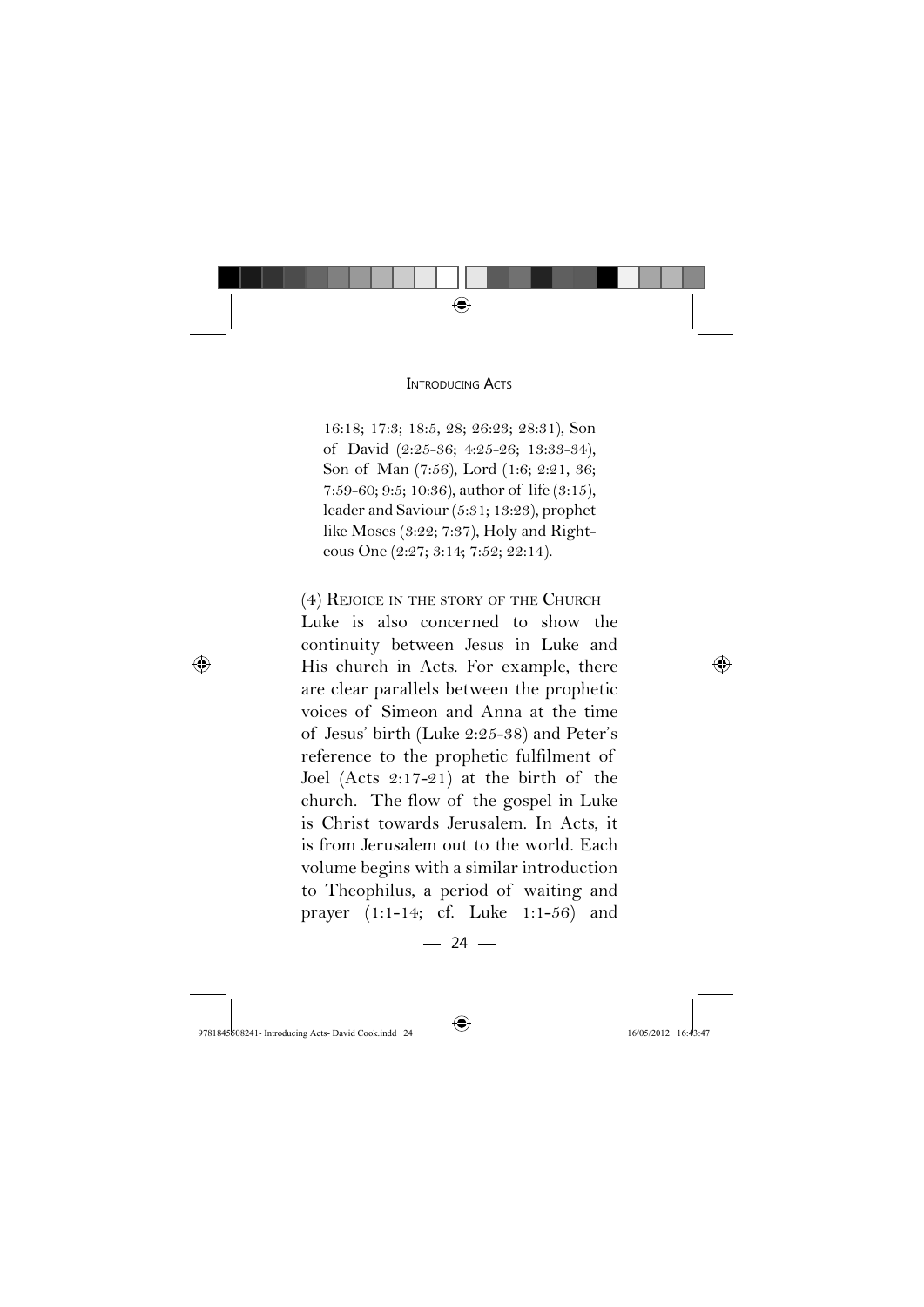16:18; 17:3; 18:5, 28; 26:23; 28:31), Son of David (2:25-36; 4:25-26; 13:33-34), Son of Man (7:56), Lord (1:6; 2:21, 36; 7:59-60; 9:5; 10:36), author of life (3:15), leader and Saviour (5:31; 13:23), prophet like Moses (3:22; 7:37), Holy and Righteous One (2:27; 3:14; 7:52; 22:14).

(4) Rejoice in the story of the Church

Luke is also concerned to show the continuity between Jesus in Luke and His church in Acts. For example, there are clear parallels between the prophetic voices of Simeon and Anna at the time of Jesus' birth (Luke 2:25-38) and Peter's reference to the prophetic fulfilment of Joel (Acts 2:17-21) at the birth of the church. The flow of the gospel in Luke is Christ towards Jerusalem. In Acts, it is from Jerusalem out to the world. Each volume begins with a similar introduction to Theophilus, a period of waiting and prayer (1:1-14; cf. Luke 1:1-56) and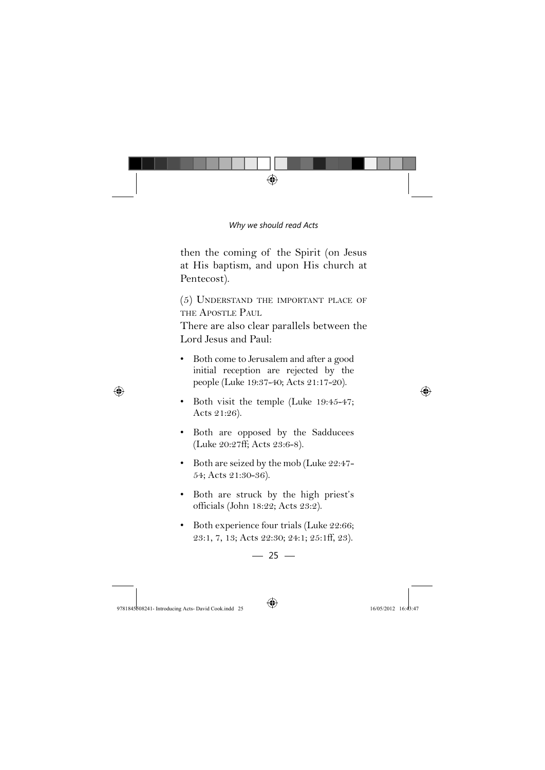then the coming of the Spirit (on Jesus at His baptism, and upon His church at Pentecost).

### (5) Understand the important place of the Apostle Paul

There are also clear parallels between the Lord Jesus and Paul:

- Both come to Jerusalem and after a good initial reception are rejected by the people (Luke 19:37-40; Acts 21:17-20).
- Both visit the temple (Luke 19:45-47; Acts 21:26).
- Both are opposed by the Sadducees (Luke 20:27ff; Acts 23:6-8).
- Both are seized by the mob (Luke 22:47-54; Acts 21:30-36).
- Both are struck by the high priest's officials (John 18:22; Acts 23:2).
- Both experience four trials (Luke 22:66; 23:1, 7, 13; Acts 22:30; 24:1; 25:1ff, 23).